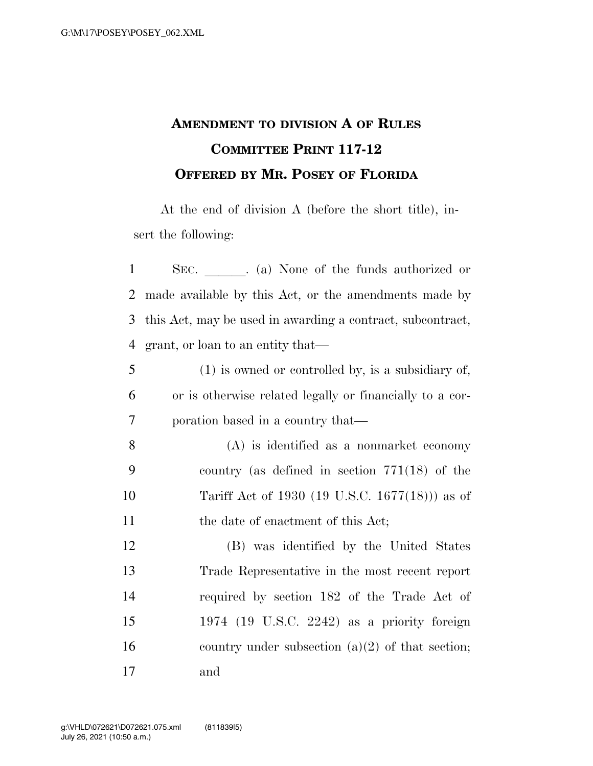# AMENDMENT TO DIVISION A OF RULES COMMITTEE PRINT 117-12
# OFFERED BY MR. POSEY OF FLORIDA

At the end of division A (before the short title), insert the following:

SEC. ______. (a) None of the funds authorized or made available by this Act, or the amendments made by this Act, may be used in awarding a contract, subcontract, grant, or loan to an entity that—

(1) is owned or controlled by, is a subsidiary of, or is otherwise related legally or financially to a corporation based in a country that—

(A) is identified as a nonmarket economy country (as defined in section 771(18) of the Tariff Act of 1930 (19 U.S.C. 1677(18))) as of the date of enactment of this Act;

(B) was identified by the United States Trade Representative in the most recent report required by section 182 of the Trade Act of 1974 (19 U.S.C. 2242) as a priority foreign country under subsection (a)(2) of that section; and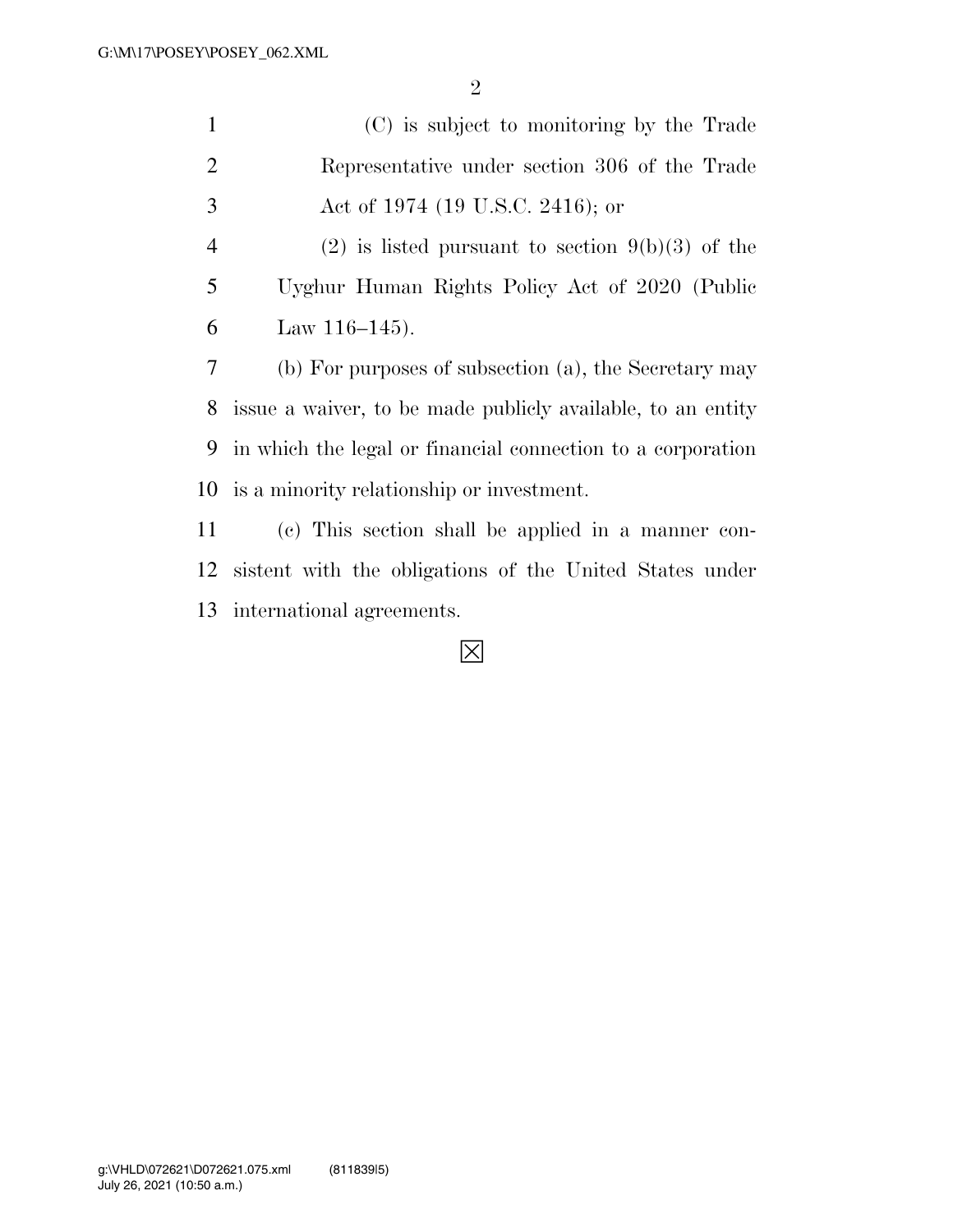(C) is subject to monitoring by the Trade Representative under section 306 of the Trade Act of 1974 (19 U.S.C. 2416); or

(2) is listed pursuant to section 9(b)(3) of the Uyghur Human Rights Policy Act of 2020 (Public Law 116–145).

(b) For purposes of subsection (a), the Secretary may issue a waiver, to be made publicly available, to an entity in which the legal or financial connection to a corporation is a minority relationship or investment.

(c) This section shall be applied in a manner consistent with the obligations of the United States under international agreements.